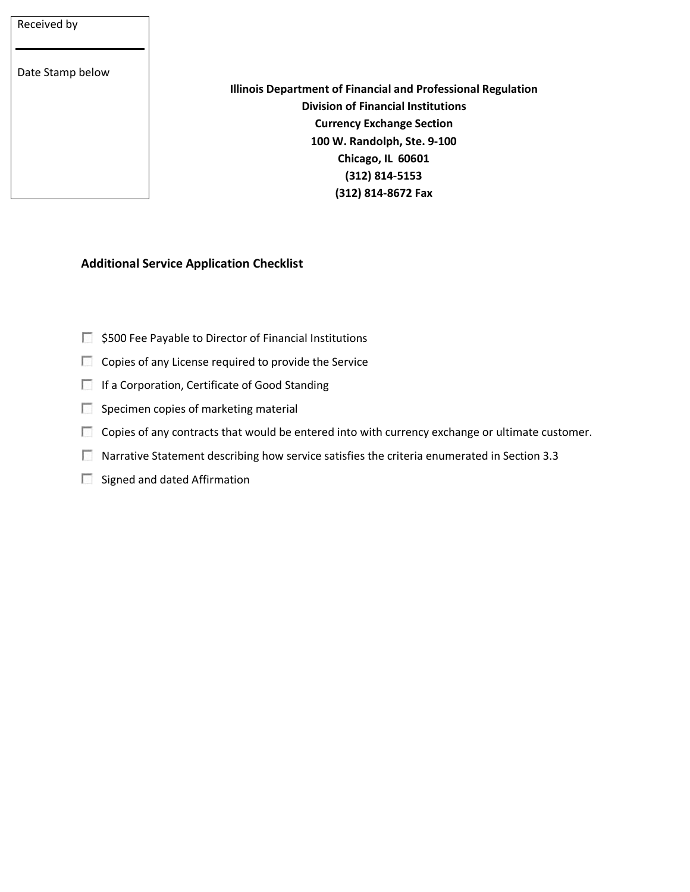Received by

Date Stamp below

**Illinois Department of Financial and Professional Regulation**
**Division of Financial Institutions**
**Currency Exchange Section**
**100 W. Randolph, Ste. 9-100**
**Chicago, IL 60601**
**(312) 814-5153**
**(312) 814-8672 Fax**

**Additional Service Application Checklist**

- [ ] $500 Fee Payable to Director of Financial Institutions
- [ ] Copies of any License required to provide the Service
- [ ] If a Corporation, Certificate of Good Standing
- [ ] Specimen copies of marketing material
- [ ] Copies of any contracts that would be entered into with currency exchange or ultimate customer.
- [ ] Narrative Statement describing how service satisfies the criteria enumerated in Section 3.3
- [ ] Signed and dated Affirmation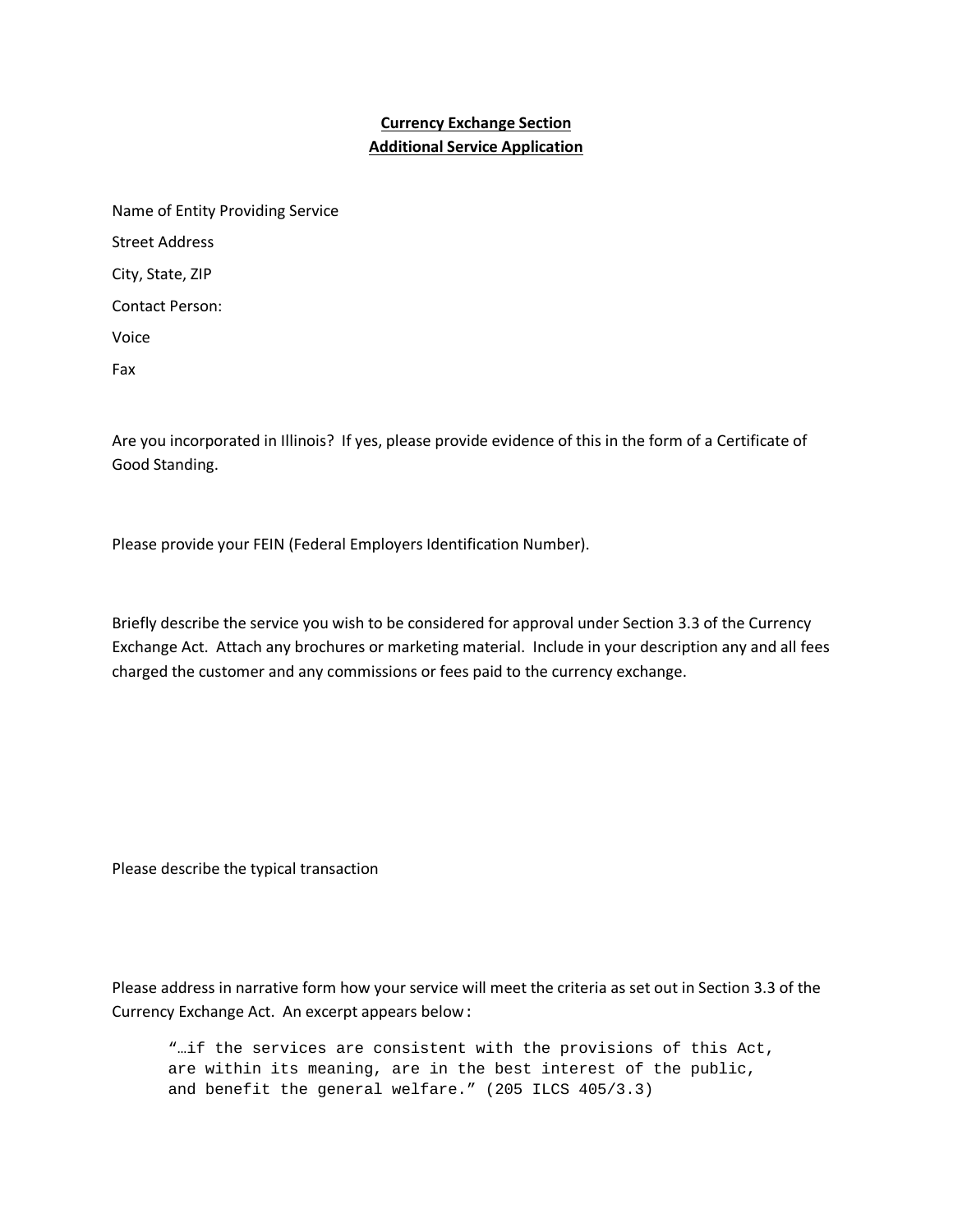**Currency Exchange Section**
**Additional Service Application**

Name of Entity Providing Service

Street Address

City, State, ZIP

Contact Person:

Voice

Fax

Are you incorporated in Illinois? If yes, please provide evidence of this in the form of a Certificate of Good Standing.

Please provide your FEIN (Federal Employers Identification Number).

Briefly describe the service you wish to be considered for approval under Section 3.3 of the Currency Exchange Act. Attach any brochures or marketing material. Include in your description any and all fees charged the customer and any commissions or fees paid to the currency exchange.

Please describe the typical transaction

Please address in narrative form how your service will meet the criteria as set out in Section 3.3 of the Currency Exchange Act. An excerpt appears below:

> "…if the services are consistent with the provisions of this Act, are within its meaning, are in the best interest of the public, and benefit the general welfare." (205 ILCS 405/3.3)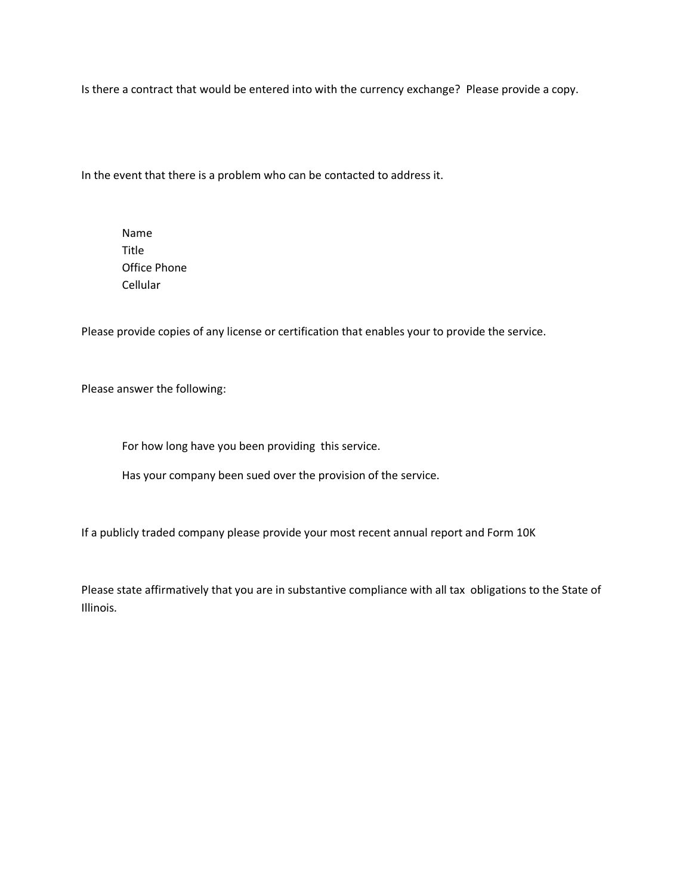Is there a contract that would be entered into with the currency exchange? Please provide a copy.

In the event that there is a problem who can be contacted to address it.

Name
Title
Office Phone
Cellular

Please provide copies of any license or certification that enables your to provide the service.

Please answer the following:

For how long have you been providing this service.

Has your company been sued over the provision of the service.

If a publicly traded company please provide your most recent annual report and Form 10K

Please state affirmatively that you are in substantive compliance with all tax obligations to the State of Illinois.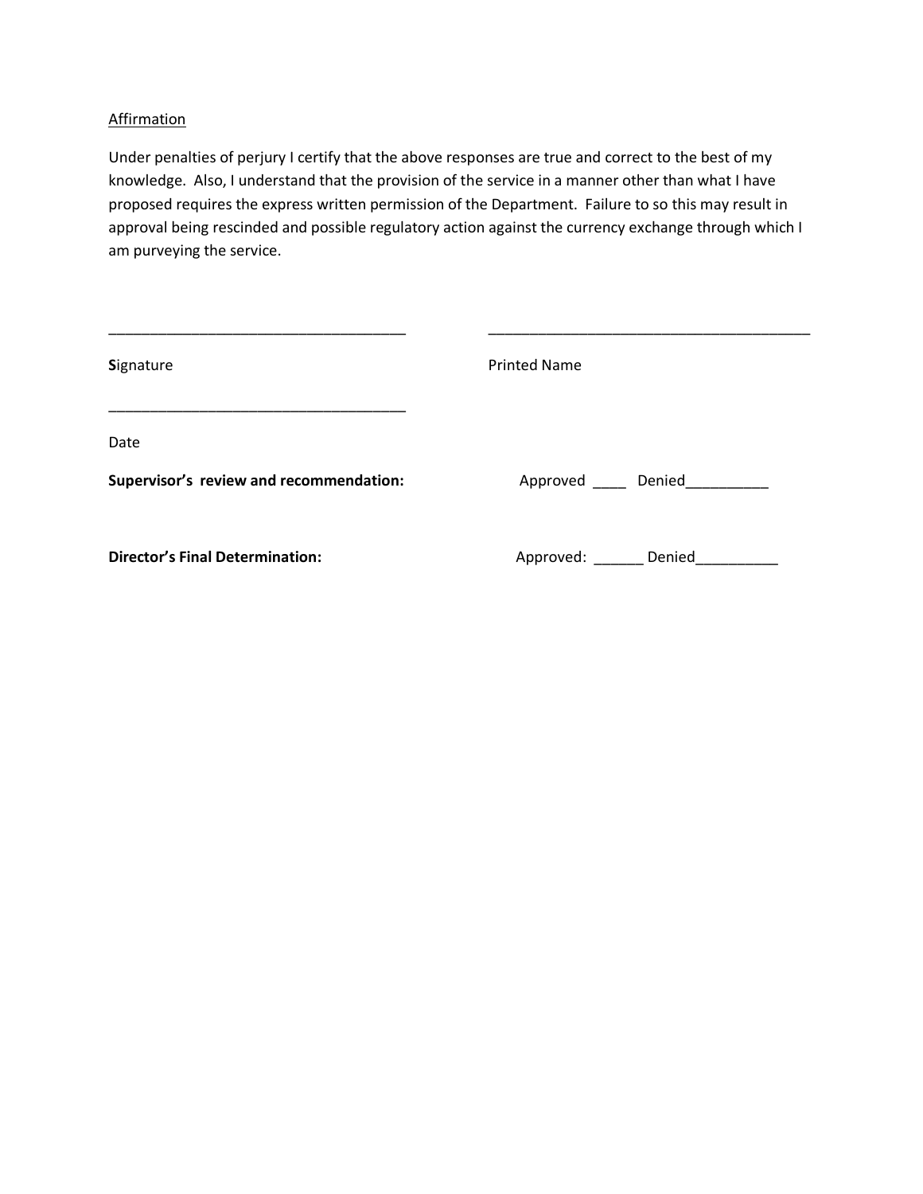Affirmation

Under penalties of perjury I certify that the above responses are true and correct to the best of my knowledge. Also, I understand that the provision of the service in a manner other than what I have proposed requires the express written permission of the Department. Failure to so this may result in approval being rescinded and possible regulatory action against the currency exchange through which I am purveying the service.

_____________________________________ _________________________________________

**S**ignature Printed Name

_____________________________________

Date

**Supervisor's review and recommendation:** Approved ____ Denied__________

**Director's Final Determination:** Approved: ______ Denied__________